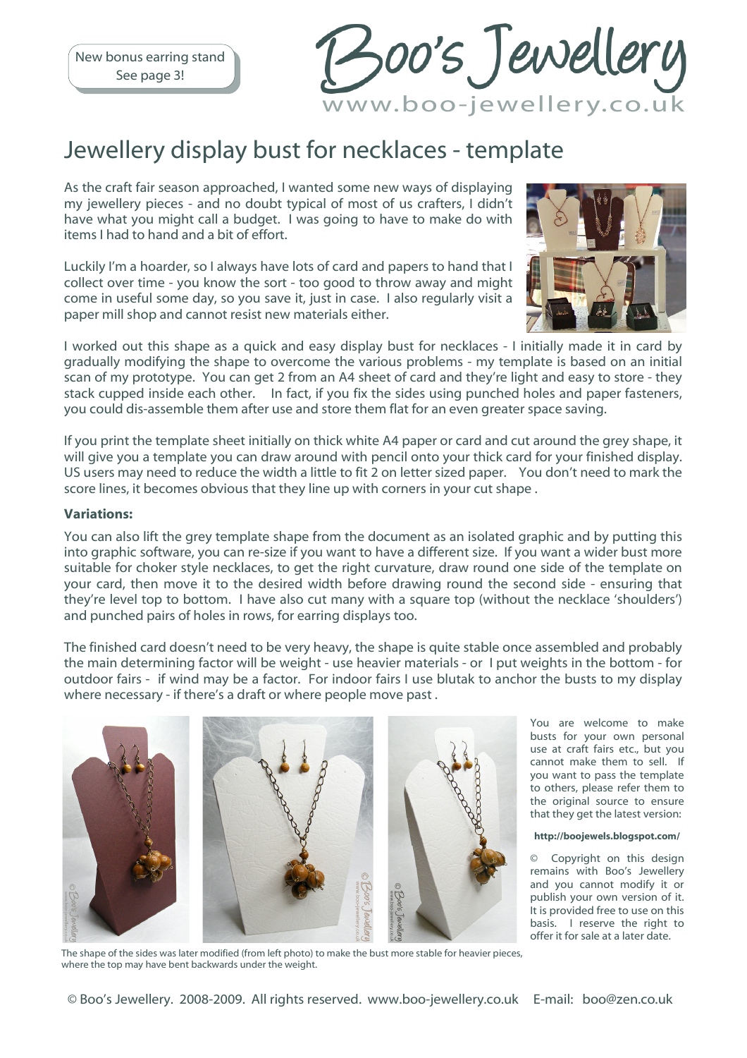New bonus earring stand
See page 3!

Boo's Jewellery
www.boo-jewellery.co.uk

# Jewellery display bust for necklaces - template

As the craft fair season approached, I wanted some new ways of displaying my jewellery pieces - and no doubt typical of most of us crafters, I didn't have what you might call a budget. I was going to have to make do with items I had to hand and a bit of effort.

Luckily I'm a hoarder, so I always have lots of card and papers to hand that I collect over time - you know the sort - too good to throw away and might come in useful some day, so you save it, just in case. I also regularly visit a paper mill shop and cannot resist new materials either.

I worked out this shape as a quick and easy display bust for necklaces - I initially made it in card by gradually modifying the shape to overcome the various problems - my template is based on an initial scan of my prototype. You can get 2 from an A4 sheet of card and they're light and easy to store - they stack cupped inside each other. In fact, if you fix the sides using punched holes and paper fasteners, you could dis-assemble them after use and store them flat for an even greater space saving.

If you print the template sheet initially on thick white A4 paper or card and cut around the grey shape, it will give you a template you can draw around with pencil onto your thick card for your finished display. US users may need to reduce the width a little to fit 2 on letter sized paper. You don't need to mark the score lines, it becomes obvious that they line up with corners in your cut shape .

**Variations:**

You can also lift the grey template shape from the document as an isolated graphic and by putting this into graphic software, you can re-size if you want to have a different size. If you want a wider bust more suitable for choker style necklaces, to get the right curvature, draw round one side of the template on your card, then move it to the desired width before drawing round the second side - ensuring that they're level top to bottom. I have also cut many with a square top (without the necklace 'shoulders') and punched pairs of holes in rows, for earring displays too.

The finished card doesn't need to be very heavy, the shape is quite stable once assembled and probably the main determining factor will be weight - use heavier materials - or I put weights in the bottom - for outdoor fairs - if wind may be a factor. For indoor fairs I use blutak to anchor the busts to my display where necessary - if there's a draft or where people move past .

The shape of the sides was later modified (from left photo) to make the bust more stable for heavier pieces, where the top may have bent backwards under the weight.

You are welcome to make busts for your own personal use at craft fairs etc., but you cannot make them to sell. If you want to pass the template to others, please refer them to the original source to ensure that they get the latest version:

**http://boojewels.blogspot.com/**

© Copyright on this design remains with Boo's Jewellery and you cannot modify it or publish your own version of it. It is provided free to use on this basis. I reserve the right to offer it for sale at a later date.

© Boo's Jewellery. 2008-2009. All rights reserved. www.boo-jewellery.co.uk E-mail: boo@zen.co.uk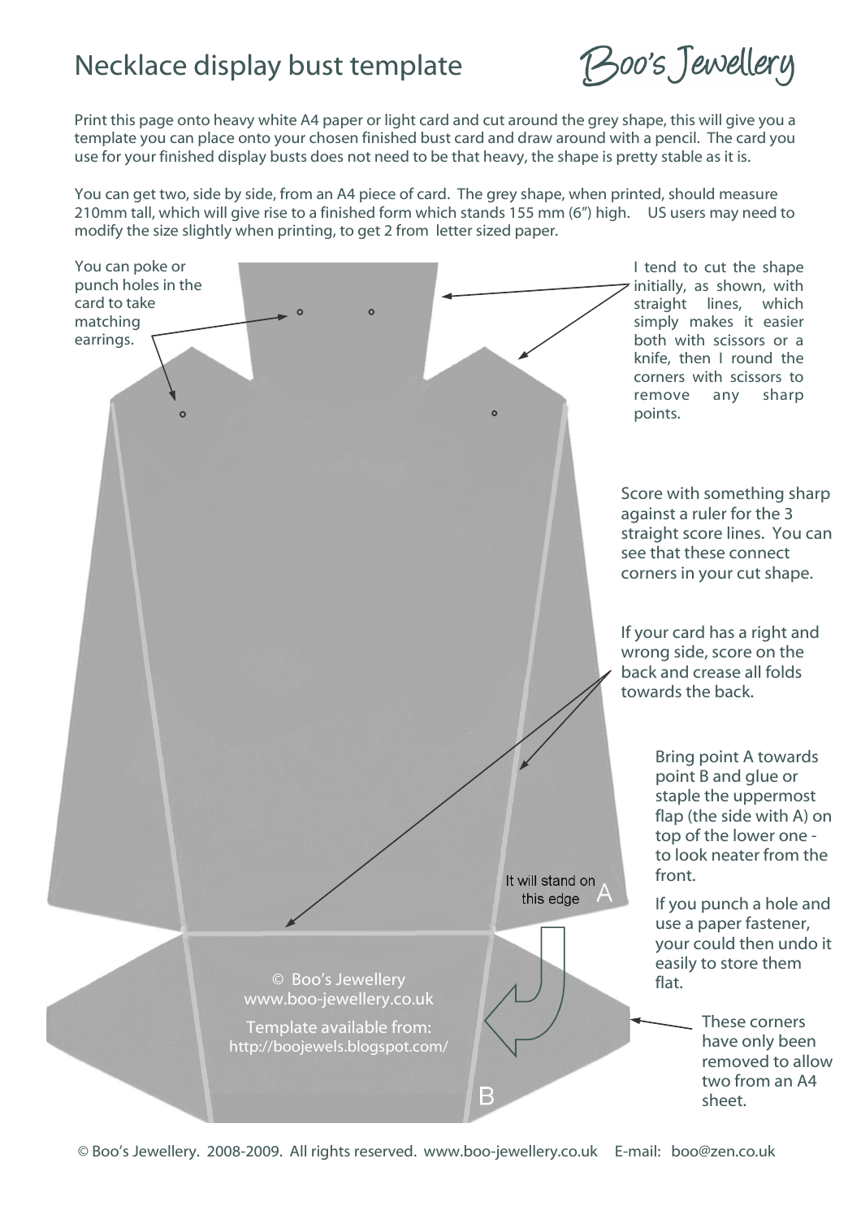# Necklace display bust template

Boo's Jewellery

Print this page onto heavy white A4 paper or light card and cut around the grey shape, this will give you a template you can place onto your chosen finished bust card and draw around with a pencil. The card you use for your finished display busts does not need to be that heavy, the shape is pretty stable as it is.

You can get two, side by side, from an A4 piece of card. The grey shape, when printed, should measure 210mm tall, which will give rise to a finished form which stands 155 mm (6") high. US users may need to modify the size slightly when printing, to get 2 from letter sized paper.

You can poke or punch holes in the card to take matching earrings.

I tend to cut the shape initially, as shown, with straight lines, which simply makes it easier both with scissors or a knife, then I round the corners with scissors to remove any sharp points.

Score with something sharp against a ruler for the 3 straight score lines. You can see that these connect corners in your cut shape.

If your card has a right and wrong side, score on the back and crease all folds towards the back.

Bring point A towards point B and glue or staple the uppermost flap (the side with A) on top of the lower one - to look neater from the front.

If you punch a hole and use a paper fastener, your could then undo it easily to store them flat.

These corners have only been removed to allow two from an A4 sheet.

It will stand on this edge

A

B

© Boo's Jewellery
www.boo-jewellery.co.uk

Template available from:
http://boojewels.blogspot.com/

© Boo's Jewellery. 2008-2009. All rights reserved. www.boo-jewellery.co.uk E-mail: boo@zen.co.uk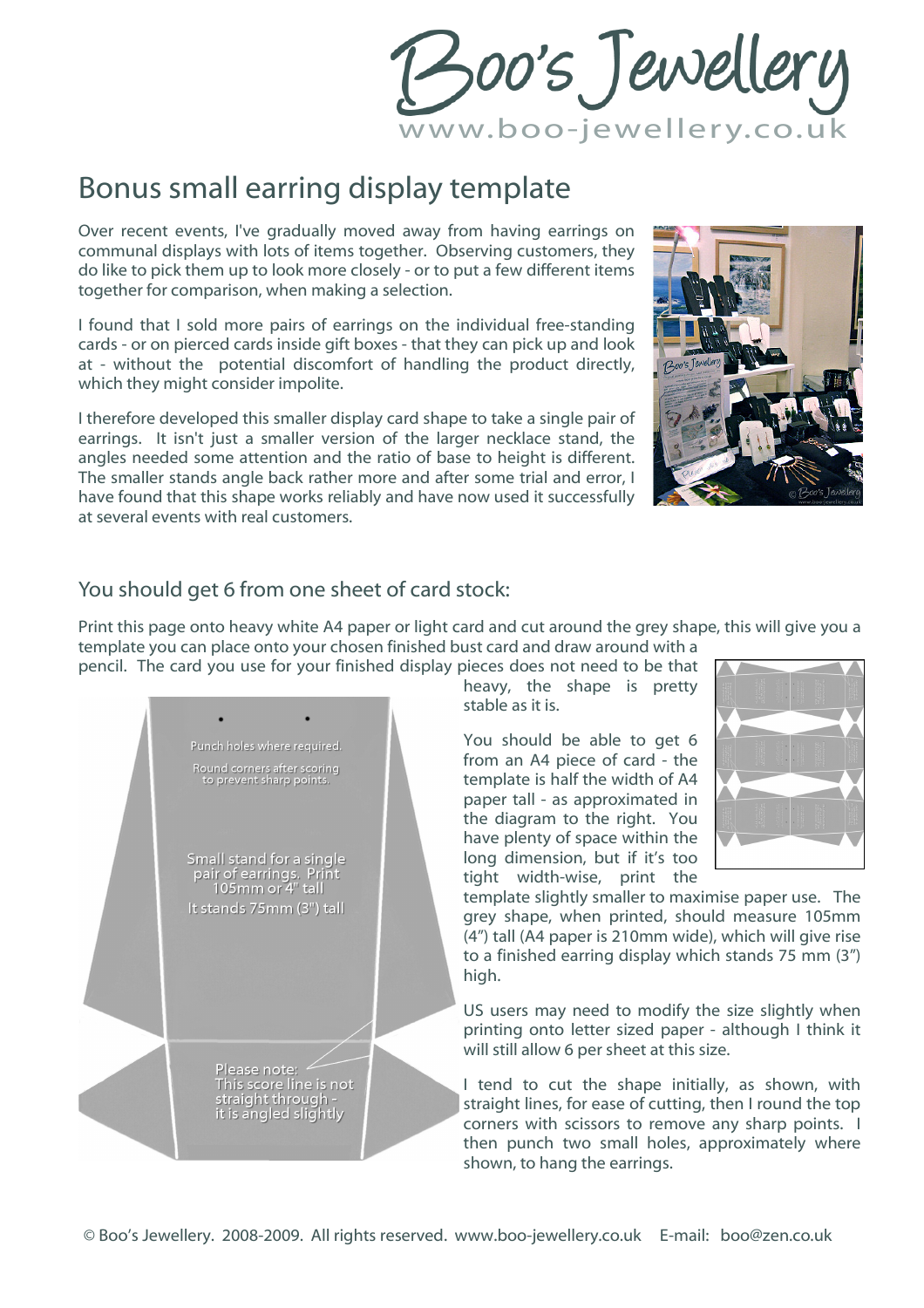Boo's Jewellery
www.boo-jewellery.co.uk

# Bonus small earring display template

Over recent events, I've gradually moved away from having earrings on communal displays with lots of items together. Observing customers, they do like to pick them up to look more closely - or to put a few different items together for comparison, when making a selection.

I found that I sold more pairs of earrings on the individual free-standing cards - or on pierced cards inside gift boxes - that they can pick up and look at - without the potential discomfort of handling the product directly, which they might consider impolite.

I therefore developed this smaller display card shape to take a single pair of earrings. It isn't just a smaller version of the larger necklace stand, the angles needed some attention and the ratio of base to height is different. The smaller stands angle back rather more and after some trial and error, I have found that this shape works reliably and have now used it successfully at several events with real customers.

## You should get 6 from one sheet of card stock:

Print this page onto heavy white A4 paper or light card and cut around the grey shape, this will give you a template you can place onto your chosen finished bust card and draw around with a pencil. The card you use for your finished display pieces does not need to be that heavy, the shape is pretty stable as it is.

Punch holes where required.

Round corners after scoring to prevent sharp points.

Small stand for a single pair of earrings. Print 105mm or 4" tall

It stands 75mm (3") tall

Please note: This score line is not straight through - it is angled slightly

You should be able to get 6 from an A4 piece of card - the template is half the width of A4 paper tall - as approximated in the diagram to the right. You have plenty of space within the long dimension, but if it's too tight width-wise, print the template slightly smaller to maximise paper use. The grey shape, when printed, should measure 105mm (4") tall (A4 paper is 210mm wide), which will give rise to a finished earring display which stands 75 mm (3") high.

US users may need to modify the size slightly when printing onto letter sized paper - although I think it will still allow 6 per sheet at this size.

I tend to cut the shape initially, as shown, with straight lines, for ease of cutting, then I round the top corners with scissors to remove any sharp points. I then punch two small holes, approximately where shown, to hang the earrings.

© Boo's Jewellery. 2008-2009. All rights reserved. www.boo-jewellery.co.uk E-mail: boo@zen.co.uk